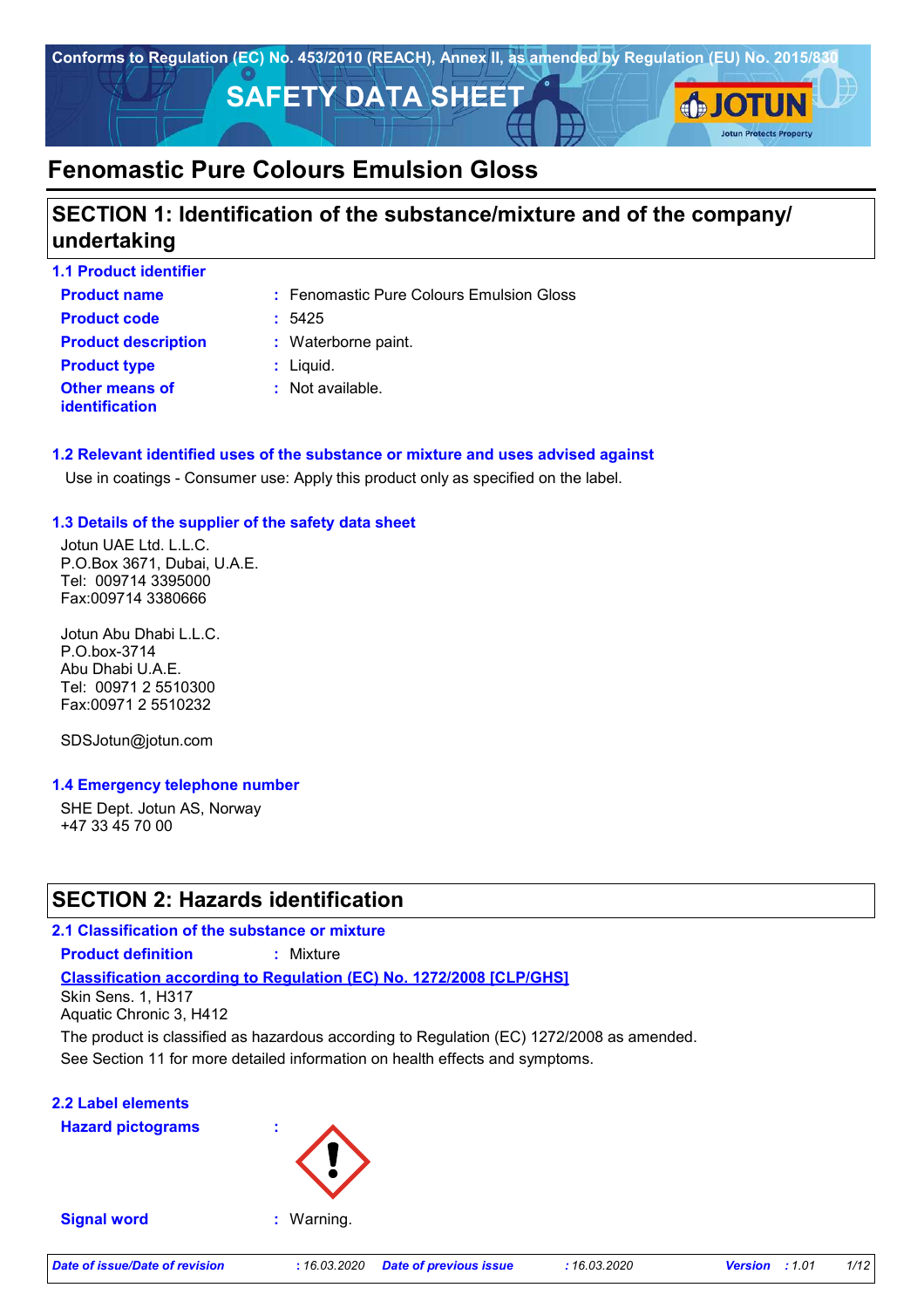Conforms to Regulation (EC) No. 453/2010 (REACH), Annex II, as amended by Regulation (EU) No. 2015/830

# SAFETY DATA SHEET

# Fenomastic Pure Colours Emulsion Gloss

## SECTION 1: Identification of the substance/mixture and of the company/ undertaking

### 1.1 Product identifier

**Product name** : Fenomastic Pure Colours Emulsion Gloss

**Product code** : 5425

**Product description** : Waterborne paint.

**Product type** : Liquid.

**Other means of identification** : Not available.

### 1.2 Relevant identified uses of the substance or mixture and uses advised against

Use in coatings - Consumer use: Apply this product only as specified on the label.

### 1.3 Details of the supplier of the safety data sheet

Jotun UAE Ltd. L.L.C.
P.O.Box 3671, Dubai, U.A.E.
Tel: 009714 3395000
Fax:009714 3380666

Jotun Abu Dhabi L.L.C.
P.O.box-3714
Abu Dhabi U.A.E.
Tel: 00971 2 5510300
Fax:00971 2 5510232

SDSJotun@jotun.com

### 1.4 Emergency telephone number

SHE Dept. Jotun AS, Norway
+47 33 45 70 00

## SECTION 2: Hazards identification

### 2.1 Classification of the substance or mixture

**Product definition** : Mixture

**Classification according to Regulation (EC) No. 1272/2008 [CLP/GHS]**

Skin Sens. 1, H317
Aquatic Chronic 3, H412

The product is classified as hazardous according to Regulation (EC) 1272/2008 as amended.
See Section 11 for more detailed information on health effects and symptoms.

### 2.2 Label elements

**Hazard pictograms** :

**Signal word** : Warning.

*Date of issue/Date of revision : 16.03.2020 Date of previous issue : 16.03.2020 Version : 1.01*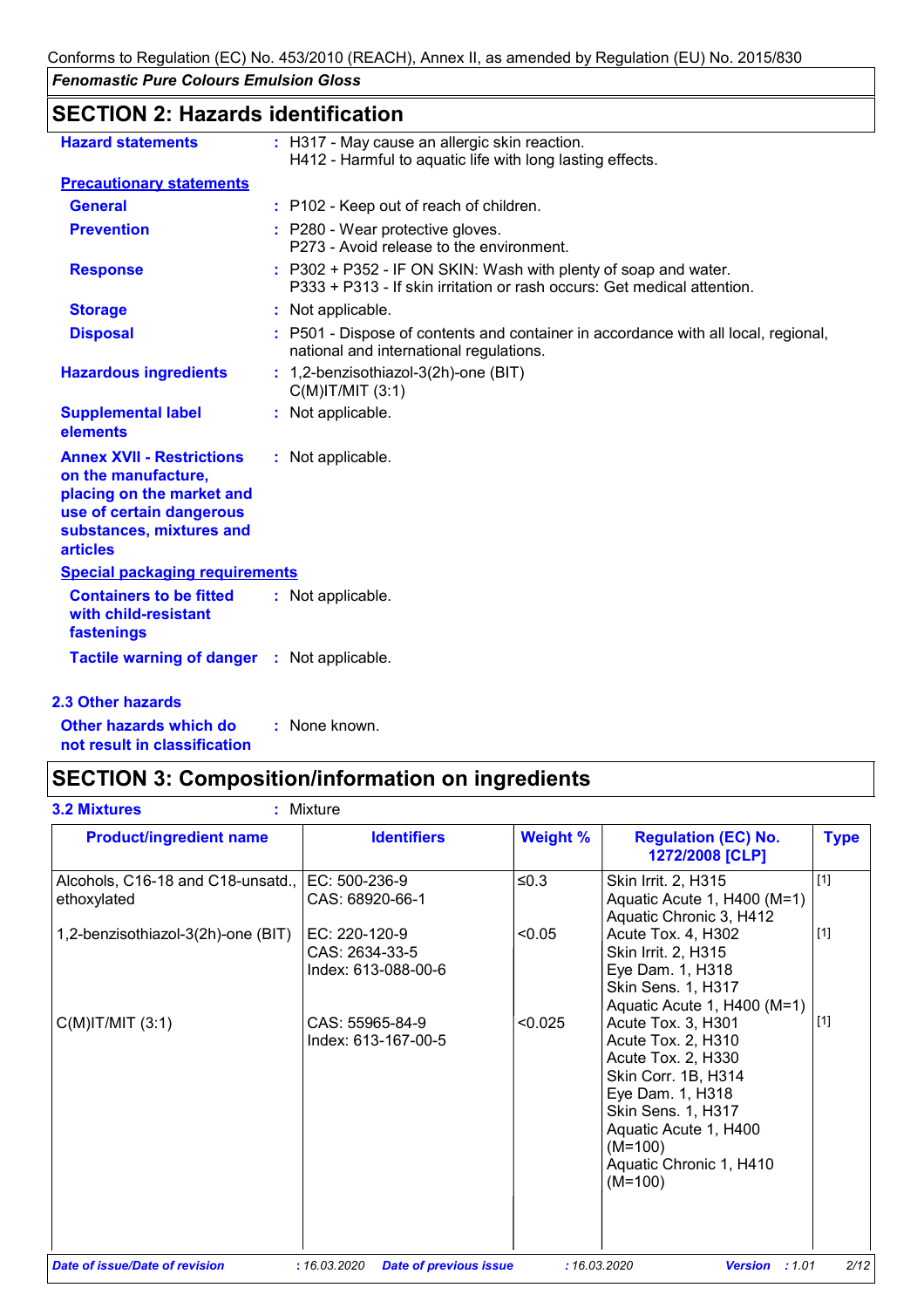Conforms to Regulation (EC) No. 453/2010 (REACH), Annex II, as amended by Regulation (EU) No. 2015/830

*Fenomastic Pure Colours Emulsion Gloss*

## SECTION 2: Hazards identification

**Hazard statements** : H317 - May cause an allergic skin reaction.
H412 - Harmful to aquatic life with long lasting effects.

**Precautionary statements**

**General** : P102 - Keep out of reach of children.

**Prevention** : P280 - Wear protective gloves.
P273 - Avoid release to the environment.

**Response** : P302 + P352 - IF ON SKIN: Wash with plenty of soap and water.
P333 + P313 - If skin irritation or rash occurs: Get medical attention.

**Storage** : Not applicable.

**Disposal** : P501 - Dispose of contents and container in accordance with all local, regional, national and international regulations.

**Hazardous ingredients** : 1,2-benzisothiazol-3(2h)-one (BIT)
C(M)IT/MIT (3:1)

**Supplemental label elements** : Not applicable.

**Annex XVII - Restrictions on the manufacture, placing on the market and use of certain dangerous substances, mixtures and articles** : Not applicable.

**Special packaging requirements**

**Containers to be fitted with child-resistant fastenings** : Not applicable.

**Tactile warning of danger** : Not applicable.

### 2.3 Other hazards

**Other hazards which do not result in classification** : None known.

## SECTION 3: Composition/information on ingredients

**3.2 Mixtures** : Mixture

| Product/ingredient name | Identifiers | Weight % | Regulation (EC) No. 1272/2008 [CLP] | Type |
|---|---|---|---|---|
| Alcohols, C16-18 and C18-unsatd., ethoxylated | EC: 500-236-9<br>CAS: 68920-66-1 | ≤0.3 | Skin Irrit. 2, H315<br>Aquatic Acute 1, H400 (M=1)<br>Aquatic Chronic 3, H412 | [1] |
| 1,2-benzisothiazol-3(2h)-one (BIT) | EC: 220-120-9<br>CAS: 2634-33-5<br>Index: 613-088-00-6 | <0.05 | Acute Tox. 4, H302<br>Skin Irrit. 2, H315<br>Eye Dam. 1, H318<br>Skin Sens. 1, H317<br>Aquatic Acute 1, H400 (M=1) | [1] |
| C(M)IT/MIT (3:1) | CAS: 55965-84-9<br>Index: 613-167-00-5 | <0.025 | Acute Tox. 3, H301<br>Acute Tox. 2, H310<br>Acute Tox. 2, H330<br>Skin Corr. 1B, H314<br>Eye Dam. 1, H318<br>Skin Sens. 1, H317<br>Aquatic Acute 1, H400 (M=100)<br>Aquatic Chronic 1, H410 (M=100) | [1] |

*Date of issue/Date of revision* : 16.03.2020 *Date of previous issue* : 16.03.2020 *Version* : 1.01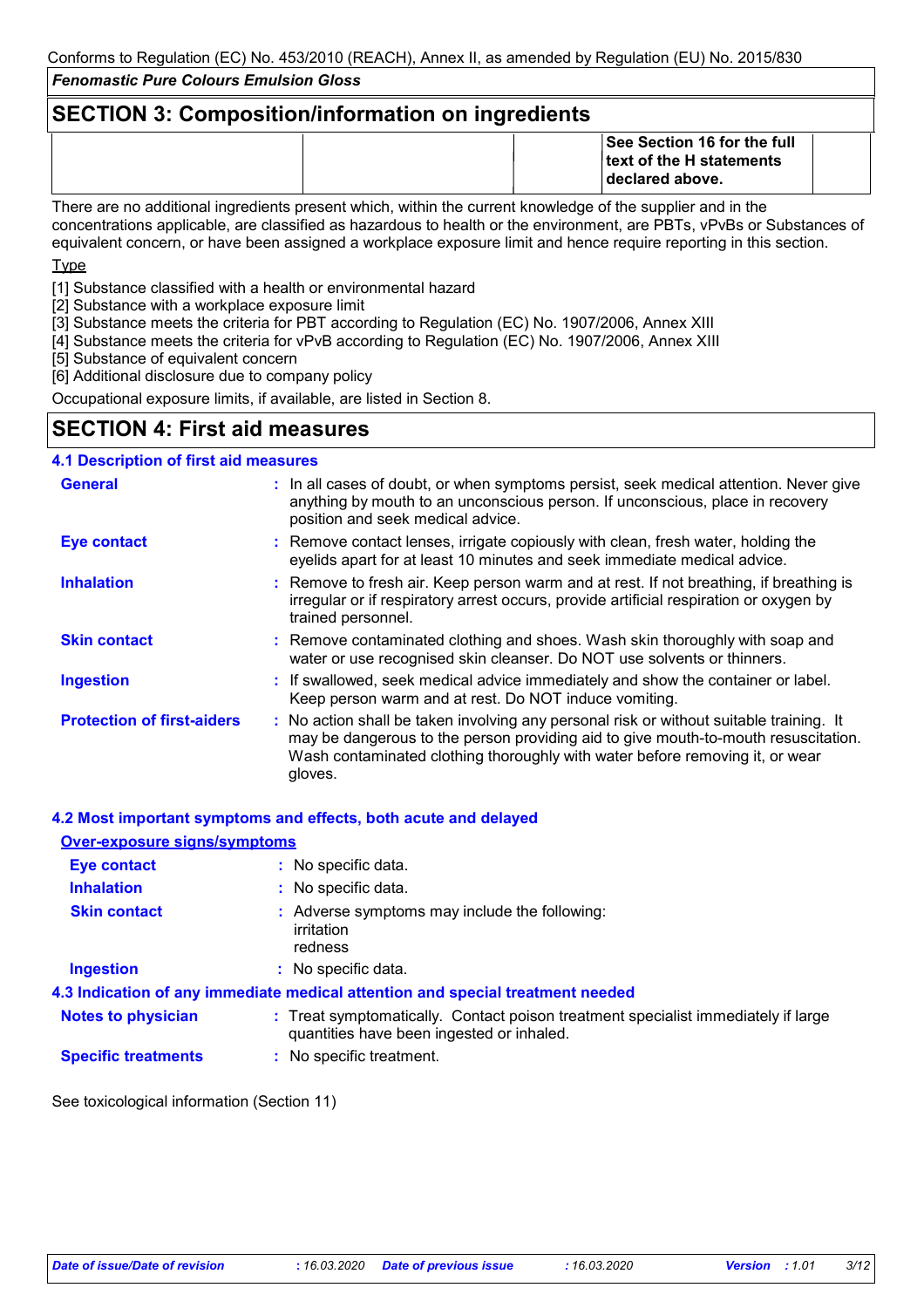## SECTION 3: Composition/information on ingredients

| | | | | |
|---|---|---|---|---|
| | | | **See Section 16 for the full text of the H statements declared above.** | |

There are no additional ingredients present which, within the current knowledge of the supplier and in the concentrations applicable, are classified as hazardous to health or the environment, are PBTs, vPvBs or Substances of equivalent concern, or have been assigned a workplace exposure limit and hence require reporting in this section.

Type

[1] Substance classified with a health or environmental hazard
[2] Substance with a workplace exposure limit
[3] Substance meets the criteria for PBT according to Regulation (EC) No. 1907/2006, Annex XIII
[4] Substance meets the criteria for vPvB according to Regulation (EC) No. 1907/2006, Annex XIII
[5] Substance of equivalent concern
[6] Additional disclosure due to company policy

Occupational exposure limits, if available, are listed in Section 8.

## SECTION 4: First aid measures

### 4.1 Description of first aid measures

**General** : In all cases of doubt, or when symptoms persist, seek medical attention. Never give anything by mouth to an unconscious person. If unconscious, place in recovery position and seek medical advice.

**Eye contact** : Remove contact lenses, irrigate copiously with clean, fresh water, holding the eyelids apart for at least 10 minutes and seek immediate medical advice.

**Inhalation** : Remove to fresh air. Keep person warm and at rest. If not breathing, if breathing is irregular or if respiratory arrest occurs, provide artificial respiration or oxygen by trained personnel.

**Skin contact** : Remove contaminated clothing and shoes. Wash skin thoroughly with soap and water or use recognised skin cleanser. Do NOT use solvents or thinners.

**Ingestion** : If swallowed, seek medical advice immediately and show the container or label. Keep person warm and at rest. Do NOT induce vomiting.

**Protection of first-aiders** : No action shall be taken involving any personal risk or without suitable training. It may be dangerous to the person providing aid to give mouth-to-mouth resuscitation. Wash contaminated clothing thoroughly with water before removing it, or wear gloves.

### 4.2 Most important symptoms and effects, both acute and delayed

**Over-exposure signs/symptoms**

**Eye contact** : No specific data.

**Inhalation** : No specific data.

**Skin contact** : Adverse symptoms may include the following:
irritation
redness

**Ingestion** : No specific data.

### 4.3 Indication of any immediate medical attention and special treatment needed

**Notes to physician** : Treat symptomatically. Contact poison treatment specialist immediately if large quantities have been ingested or inhaled.

**Specific treatments** : No specific treatment.

See toxicological information (Section 11)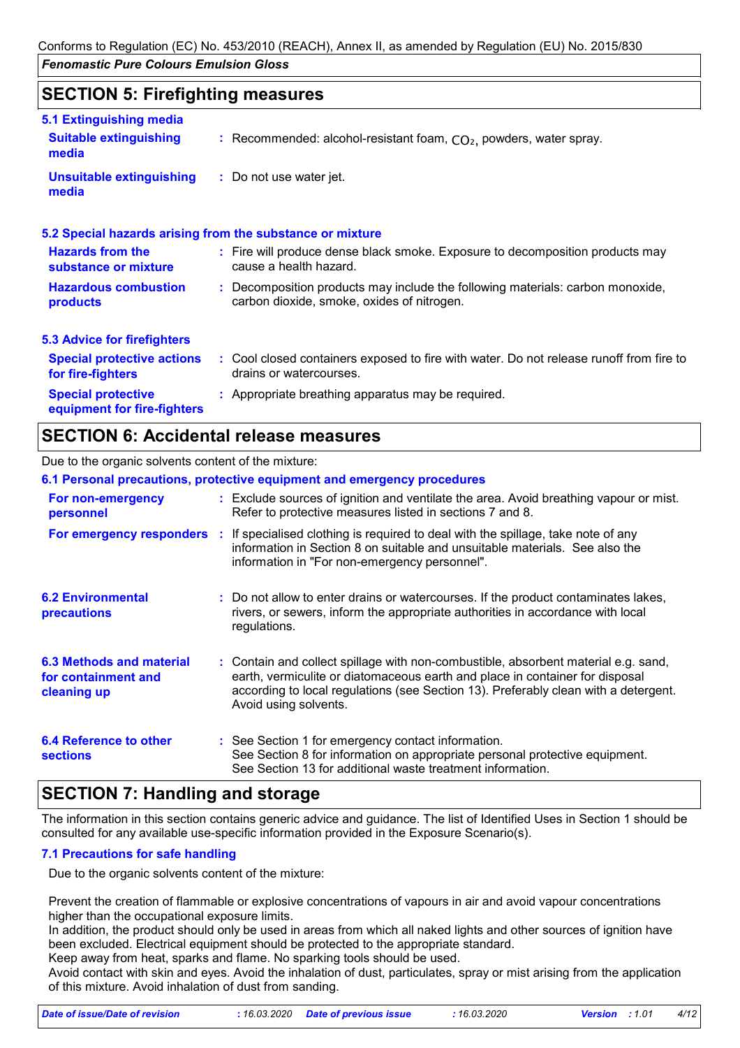## SECTION 5: Firefighting measures

### 5.1 Extinguishing media

**Suitable extinguishing media** : Recommended: alcohol-resistant foam, $CO_2$, powders, water spray.

**Unsuitable extinguishing media** : Do not use water jet.

### 5.2 Special hazards arising from the substance or mixture

**Hazards from the substance or mixture** : Fire will produce dense black smoke. Exposure to decomposition products may cause a health hazard.

**Hazardous combustion products** : Decomposition products may include the following materials: carbon monoxide, carbon dioxide, smoke, oxides of nitrogen.

### 5.3 Advice for firefighters

**Special protective actions for fire-fighters** : Cool closed containers exposed to fire with water. Do not release runoff from fire to drains or watercourses.

**Special protective equipment for fire-fighters** : Appropriate breathing apparatus may be required.

## SECTION 6: Accidental release measures

Due to the organic solvents content of the mixture:

### 6.1 Personal precautions, protective equipment and emergency procedures

**For non-emergency personnel** : Exclude sources of ignition and ventilate the area. Avoid breathing vapour or mist. Refer to protective measures listed in sections 7 and 8.

**For emergency responders** : If specialised clothing is required to deal with the spillage, take note of any information in Section 8 on suitable and unsuitable materials. See also the information in "For non-emergency personnel".

**6.2 Environmental precautions** : Do not allow to enter drains or watercourses. If the product contaminates lakes, rivers, or sewers, inform the appropriate authorities in accordance with local regulations.

**6.3 Methods and material for containment and cleaning up** : Contain and collect spillage with non-combustible, absorbent material e.g. sand, earth, vermiculite or diatomaceous earth and place in container for disposal according to local regulations (see Section 13). Preferably clean with a detergent. Avoid using solvents.

**6.4 Reference to other sections** : See Section 1 for emergency contact information.
See Section 8 for information on appropriate personal protective equipment.
See Section 13 for additional waste treatment information.

## SECTION 7: Handling and storage

The information in this section contains generic advice and guidance. The list of Identified Uses in Section 1 should be consulted for any available use-specific information provided in the Exposure Scenario(s).

### 7.1 Precautions for safe handling

Due to the organic solvents content of the mixture:

Prevent the creation of flammable or explosive concentrations of vapours in air and avoid vapour concentrations higher than the occupational exposure limits.
In addition, the product should only be used in areas from which all naked lights and other sources of ignition have been excluded. Electrical equipment should be protected to the appropriate standard.
Keep away from heat, sparks and flame. No sparking tools should be used.
Avoid contact with skin and eyes. Avoid the inhalation of dust, particulates, spray or mist arising from the application of this mixture. Avoid inhalation of dust from sanding.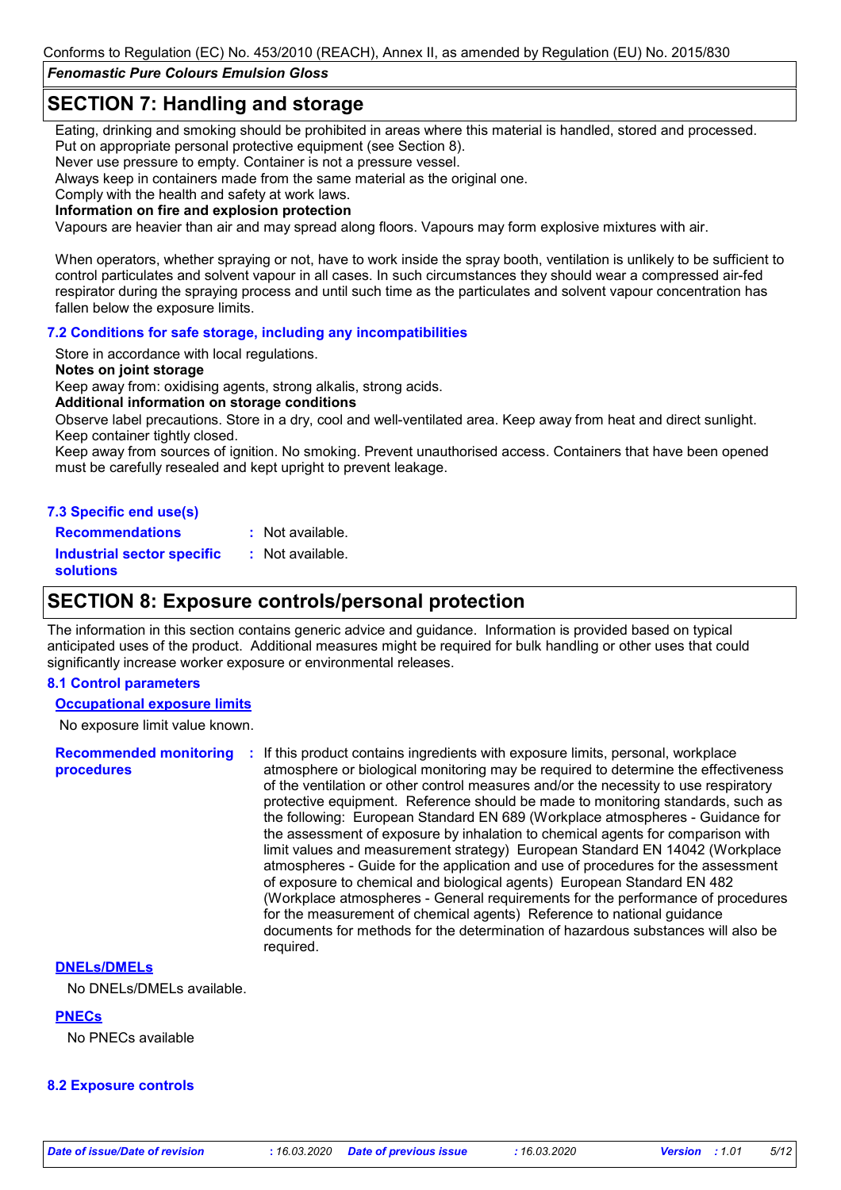## SECTION 7: Handling and storage

Eating, drinking and smoking should be prohibited in areas where this material is handled, stored and processed. Put on appropriate personal protective equipment (see Section 8).
Never use pressure to empty. Container is not a pressure vessel.
Always keep in containers made from the same material as the original one.
Comply with the health and safety at work laws.

**Information on fire and explosion protection**

Vapours are heavier than air and may spread along floors. Vapours may form explosive mixtures with air.

When operators, whether spraying or not, have to work inside the spray booth, ventilation is unlikely to be sufficient to control particulates and solvent vapour in all cases. In such circumstances they should wear a compressed air-fed respirator during the spraying process and until such time as the particulates and solvent vapour concentration has fallen below the exposure limits.

### 7.2 Conditions for safe storage, including any incompatibilities

Store in accordance with local regulations.

**Notes on joint storage**

Keep away from: oxidising agents, strong alkalis, strong acids.

**Additional information on storage conditions**

Observe label precautions. Store in a dry, cool and well-ventilated area. Keep away from heat and direct sunlight. Keep container tightly closed.
Keep away from sources of ignition. No smoking. Prevent unauthorised access. Containers that have been opened must be carefully resealed and kept upright to prevent leakage.

### 7.3 Specific end use(s)

**Recommendations** : Not available.

**Industrial sector specific solutions** : Not available.

## SECTION 8: Exposure controls/personal protection

The information in this section contains generic advice and guidance. Information is provided based on typical anticipated uses of the product. Additional measures might be required for bulk handling or other uses that could significantly increase worker exposure or environmental releases.

### 8.1 Control parameters

**Occupational exposure limits**

No exposure limit value known.

**Recommended monitoring procedures** : If this product contains ingredients with exposure limits, personal, workplace atmosphere or biological monitoring may be required to determine the effectiveness of the ventilation or other control measures and/or the necessity to use respiratory protective equipment. Reference should be made to monitoring standards, such as the following: European Standard EN 689 (Workplace atmospheres - Guidance for the assessment of exposure by inhalation to chemical agents for comparison with limit values and measurement strategy) European Standard EN 14042 (Workplace atmospheres - Guide for the application and use of procedures for the assessment of exposure to chemical and biological agents) European Standard EN 482 (Workplace atmospheres - General requirements for the performance of procedures for the measurement of chemical agents) Reference to national guidance documents for methods for the determination of hazardous substances will also be required.

**DNELs/DMELs**

No DNELs/DMELs available.

**PNECs**

No PNECs available

### 8.2 Exposure controls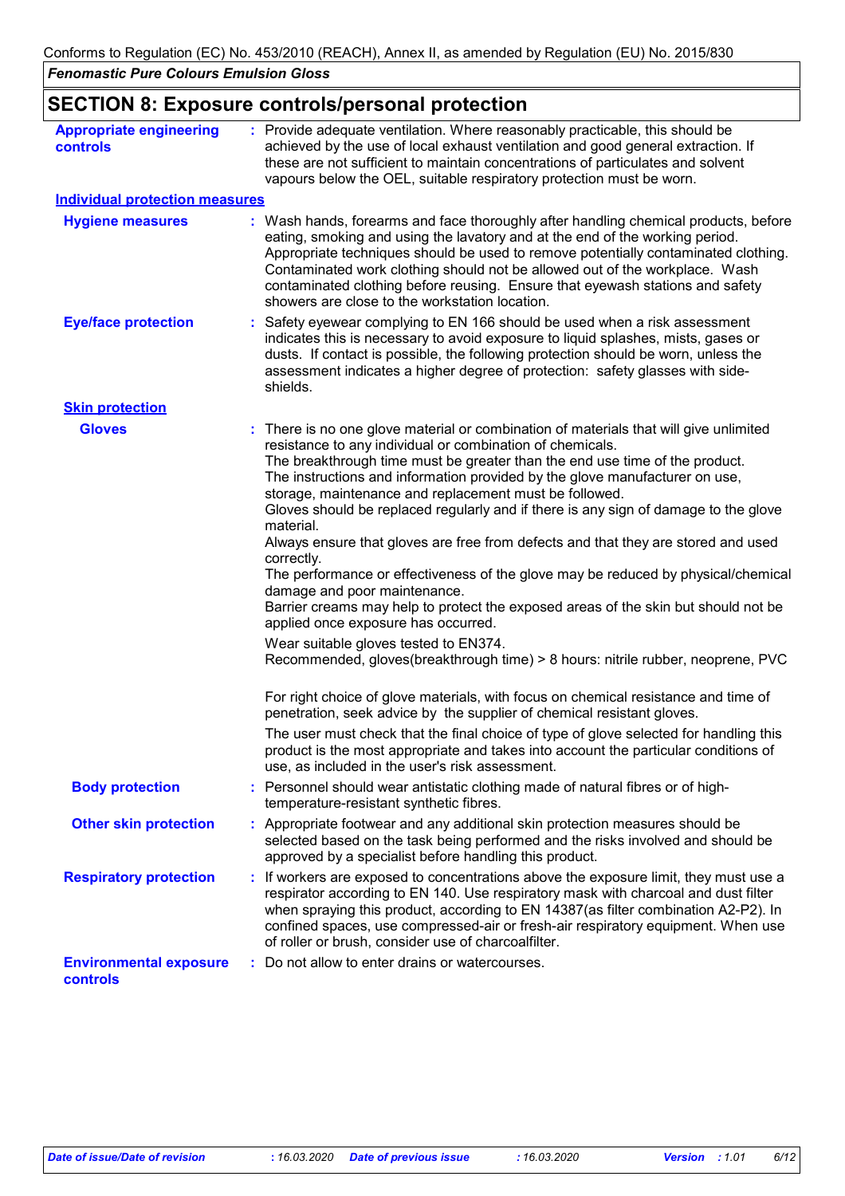## SECTION 8: Exposure controls/personal protection

**Appropriate engineering controls** : Provide adequate ventilation. Where reasonably practicable, this should be achieved by the use of local exhaust ventilation and good general extraction. If these are not sufficient to maintain concentrations of particulates and solvent vapours below the OEL, suitable respiratory protection must be worn.

### Individual protection measures

**Hygiene measures** : Wash hands, forearms and face thoroughly after handling chemical products, before eating, smoking and using the lavatory and at the end of the working period. Appropriate techniques should be used to remove potentially contaminated clothing. Contaminated work clothing should not be allowed out of the workplace. Wash contaminated clothing before reusing. Ensure that eyewash stations and safety showers are close to the workstation location.

**Eye/face protection** : Safety eyewear complying to EN 166 should be used when a risk assessment indicates this is necessary to avoid exposure to liquid splashes, mists, gases or dusts. If contact is possible, the following protection should be worn, unless the assessment indicates a higher degree of protection: safety glasses with side-shields.

#### Skin protection

**Gloves** : There is no one glove material or combination of materials that will give unlimited resistance to any individual or combination of chemicals.
The breakthrough time must be greater than the end use time of the product.
The instructions and information provided by the glove manufacturer on use, storage, maintenance and replacement must be followed.
Gloves should be replaced regularly and if there is any sign of damage to the glove material.
Always ensure that gloves are free from defects and that they are stored and used correctly.
The performance or effectiveness of the glove may be reduced by physical/chemical damage and poor maintenance.
Barrier creams may help to protect the exposed areas of the skin but should not be applied once exposure has occurred.

Wear suitable gloves tested to EN374.
Recommended, gloves(breakthrough time) > 8 hours: nitrile rubber, neoprene, PVC

For right choice of glove materials, with focus on chemical resistance and time of penetration, seek advice by the supplier of chemical resistant gloves.

The user must check that the final choice of type of glove selected for handling this product is the most appropriate and takes into account the particular conditions of use, as included in the user's risk assessment.

**Body protection** : Personnel should wear antistatic clothing made of natural fibres or of high-temperature-resistant synthetic fibres.

**Other skin protection** : Appropriate footwear and any additional skin protection measures should be selected based on the task being performed and the risks involved and should be approved by a specialist before handling this product.

**Respiratory protection** : If workers are exposed to concentrations above the exposure limit, they must use a respirator according to EN 140. Use respiratory mask with charcoal and dust filter when spraying this product, according to EN 14387(as filter combination A2-P2). In confined spaces, use compressed-air or fresh-air respiratory equipment. When use of roller or brush, consider use of charcoalfilter.

**Environmental exposure controls** : Do not allow to enter drains or watercourses.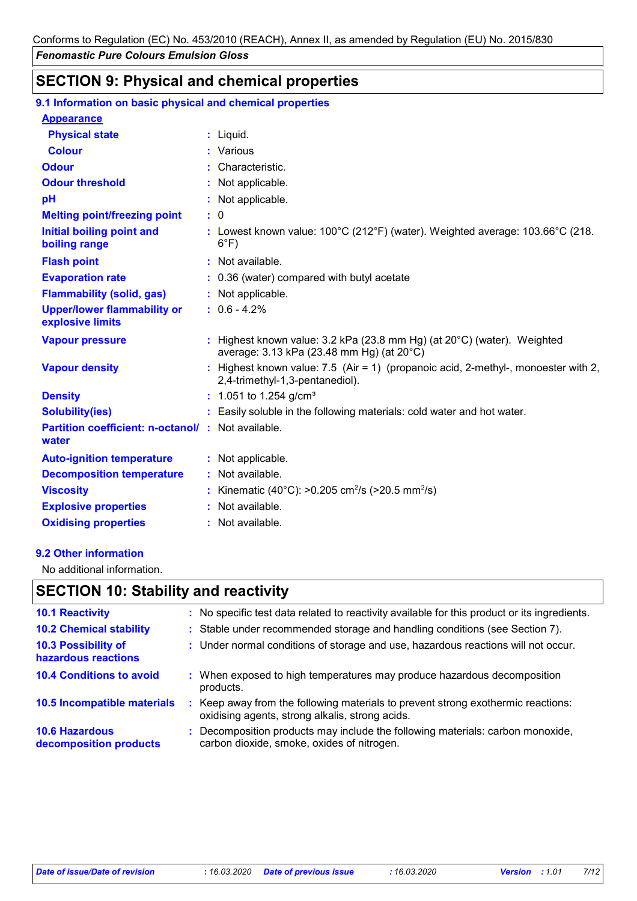## SECTION 9: Physical and chemical properties

### 9.1 Information on basic physical and chemical properties

| Property | Value |
|---|---|
| **Appearance** | |
| **Physical state** | Liquid. |
| **Colour** | Various |
| **Odour** | Characteristic. |
| **Odour threshold** | Not applicable. |
| **pH** | Not applicable. |
| **Melting point/freezing point** | 0 |
| **Initial boiling point and boiling range** | Lowest known value: 100°C (212°F) (water). Weighted average: 103.66°C (218.6°F) |
| **Flash point** | Not available. |
| **Evaporation rate** | 0.36 (water) compared with butyl acetate |
| **Flammability (solid, gas)** | Not applicable. |
| **Upper/lower flammability or explosive limits** | 0.6 - 4.2% |
| **Vapour pressure** | Highest known value: 3.2 kPa (23.8 mm Hg) (at 20°C) (water). Weighted average: 3.13 kPa (23.48 mm Hg) (at 20°C) |
| **Vapour density** | Highest known value: 7.5 (Air = 1) (propanoic acid, 2-methyl-, monoester with 2,2,4-trimethyl-1,3-pentanediol). |
| **Density** | 1.051 to 1.254 g/cm³ |
| **Solubility(ies)** | Easily soluble in the following materials: cold water and hot water. |
| **Partition coefficient: n-octanol/water** | Not available. |
| **Auto-ignition temperature** | Not applicable. |
| **Decomposition temperature** | Not available. |
| **Viscosity** | Kinematic (40°C): >0.205 $cm^2/s$ (>20.5 $mm^2/s$) |
| **Explosive properties** | Not available. |
| **Oxidising properties** | Not available. |

### 9.2 Other information

No additional information.

## SECTION 10: Stability and reactivity

| Item | Information |
|---|---|
| **10.1 Reactivity** | No specific test data related to reactivity available for this product or its ingredients. |
| **10.2 Chemical stability** | Stable under recommended storage and handling conditions (see Section 7). |
| **10.3 Possibility of hazardous reactions** | Under normal conditions of storage and use, hazardous reactions will not occur. |
| **10.4 Conditions to avoid** | When exposed to high temperatures may produce hazardous decomposition products. |
| **10.5 Incompatible materials** | Keep away from the following materials to prevent strong exothermic reactions: oxidising agents, strong alkalis, strong acids. |
| **10.6 Hazardous decomposition products** | Decomposition products may include the following materials: carbon monoxide, carbon dioxide, smoke, oxides of nitrogen. |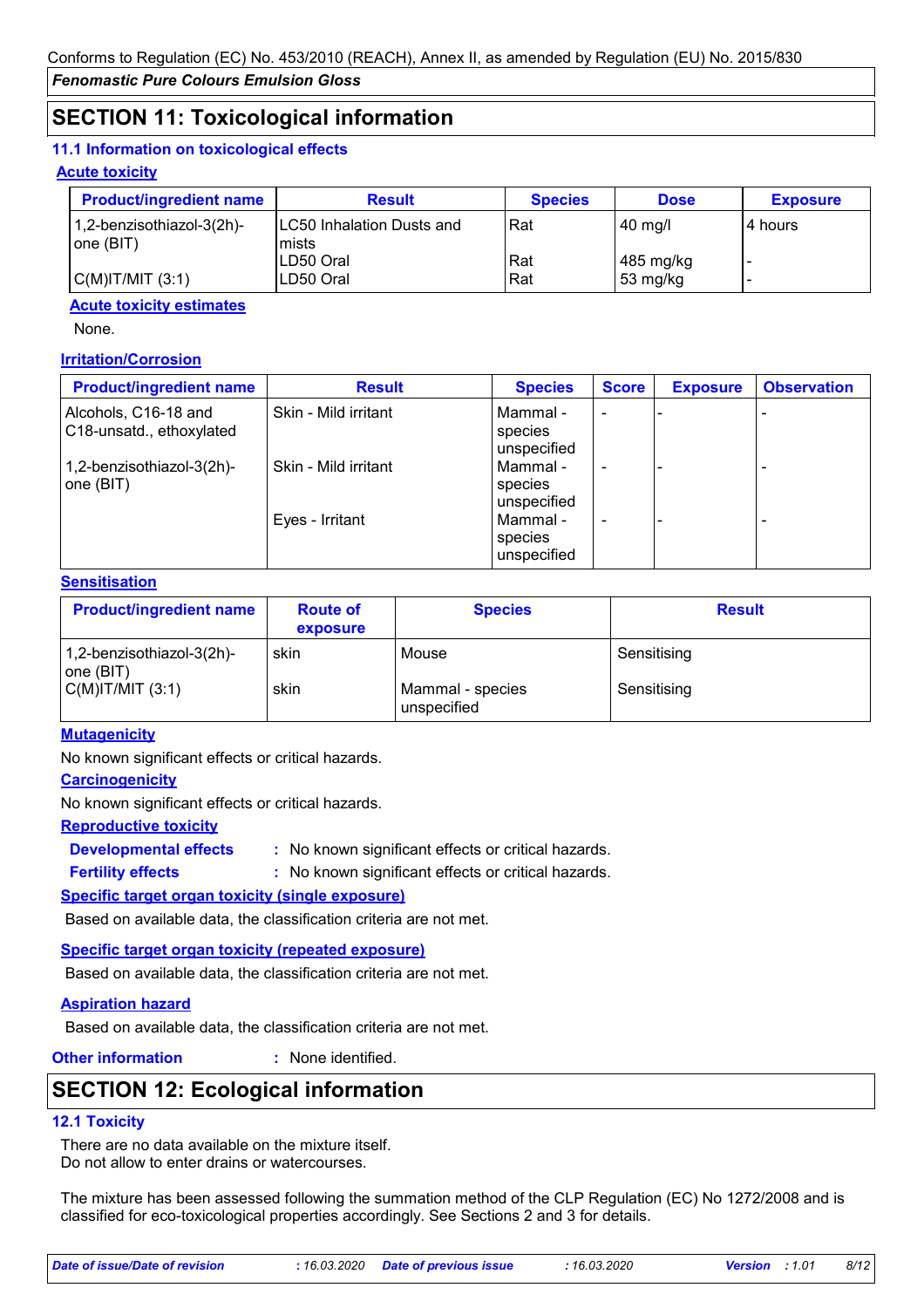## SECTION 11: Toxicological information

### 11.1 Information on toxicological effects

**Acute toxicity**

| Product/ingredient name | Result | Species | Dose | Exposure |
|---|---|---|---|---|
| 1,2-benzisothiazol-3(2h)-one (BIT) | LC50 Inhalation Dusts and mists | Rat | 40 mg/l | 4 hours |
| | LD50 Oral | Rat | 485 mg/kg | - |
| C(M)IT/MIT (3:1) | LD50 Oral | Rat | 53 mg/kg | - |

**Acute toxicity estimates**

None.

**Irritation/Corrosion**

| Product/ingredient name | Result | Species | Score | Exposure | Observation |
|---|---|---|---|---|---|
| Alcohols, C16-18 and C18-unsatd., ethoxylated | Skin - Mild irritant | Mammal - species unspecified | - | - | - |
| 1,2-benzisothiazol-3(2h)-one (BIT) | Skin - Mild irritant | Mammal - species unspecified | - | - | - |
| | Eyes - Irritant | Mammal - species unspecified | - | - | - |

**Sensitisation**

| Product/ingredient name | Route of exposure | Species | Result |
|---|---|---|---|
| 1,2-benzisothiazol-3(2h)-one (BIT) | skin | Mouse | Sensitising |
| C(M)IT/MIT (3:1) | skin | Mammal - species unspecified | Sensitising |

**Mutagenicity**

No known significant effects or critical hazards.

**Carcinogenicity**

No known significant effects or critical hazards.

**Reproductive toxicity**

**Developmental effects** : No known significant effects or critical hazards.

**Fertility effects** : No known significant effects or critical hazards.

**Specific target organ toxicity (single exposure)**

Based on available data, the classification criteria are not met.

**Specific target organ toxicity (repeated exposure)**

Based on available data, the classification criteria are not met.

**Aspiration hazard**

Based on available data, the classification criteria are not met.

**Other information** : None identified.

## SECTION 12: Ecological information

### 12.1 Toxicity

There are no data available on the mixture itself.
Do not allow to enter drains or watercourses.

The mixture has been assessed following the summation method of the CLP Regulation (EC) No 1272/2008 and is classified for eco-toxicological properties accordingly. See Sections 2 and 3 for details.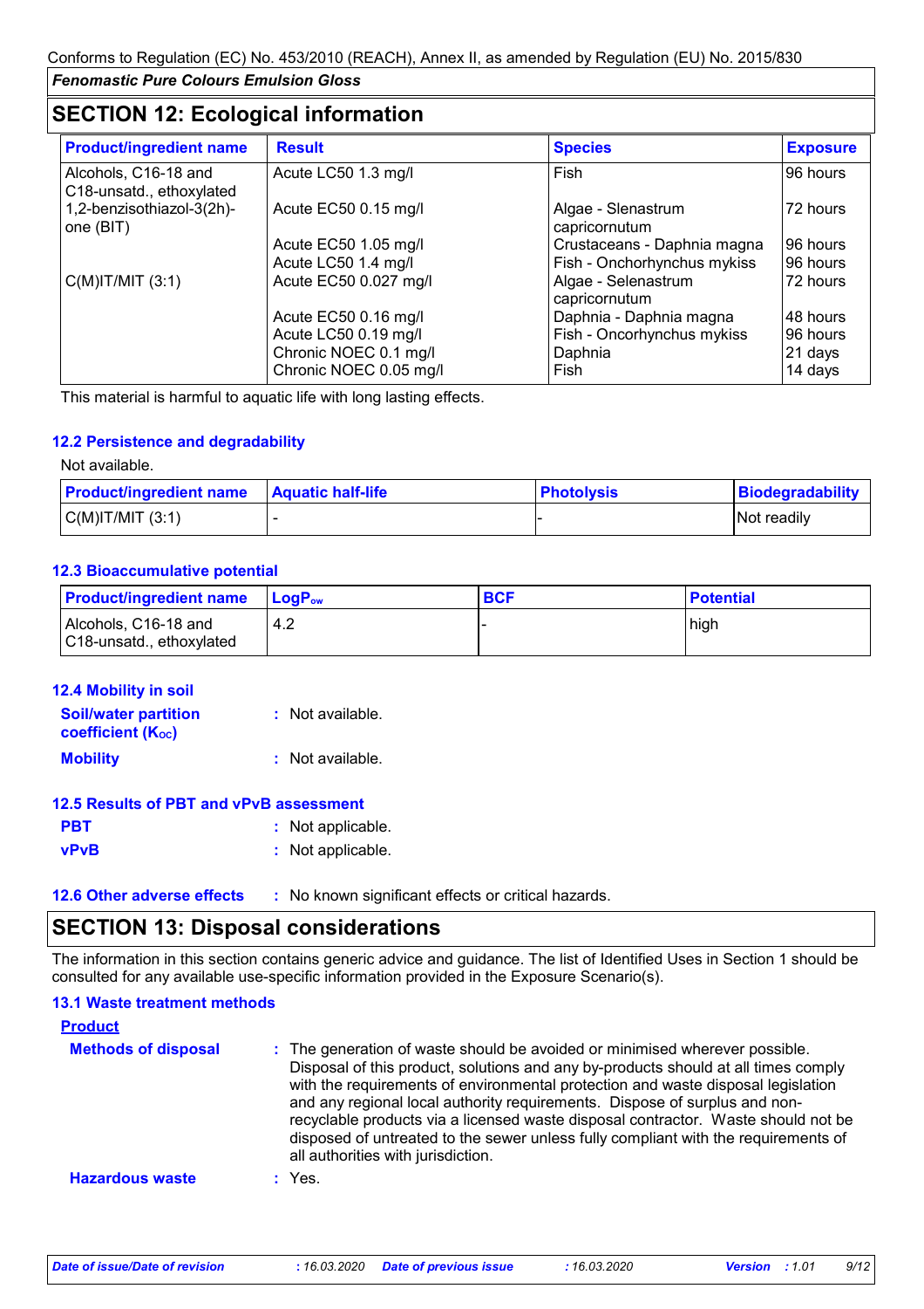Conforms to Regulation (EC) No. 453/2010 (REACH), Annex II, as amended by Regulation (EU) No. 2015/830

*Fenomastic Pure Colours Emulsion Gloss*

## SECTION 12: Ecological information

| Product/ingredient name | Result | Species | Exposure |
|---|---|---|---|
| Alcohols, C16-18 and C18-unsatd., ethoxylated | Acute LC50 1.3 mg/l | Fish | 96 hours |
| 1,2-benzisothiazol-3(2h)-one (BIT) | Acute EC50 0.15 mg/l | Algae - Slenastrum capricornutum | 72 hours |
| | Acute EC50 1.05 mg/l | Crustaceans - Daphnia magna | 96 hours |
| | Acute LC50 1.4 mg/l | Fish - Onchorhynchus mykiss | 96 hours |
| C(M)IT/MIT (3:1) | Acute EC50 0.027 mg/l | Algae - Selenastrum capricornutum | 72 hours |
| | Acute EC50 0.16 mg/l | Daphnia - Daphnia magna | 48 hours |
| | Acute LC50 0.19 mg/l | Fish - Oncorhynchus mykiss | 96 hours |
| | Chronic NOEC 0.1 mg/l | Daphnia | 21 days |
| | Chronic NOEC 0.05 mg/l | Fish | 14 days |

This material is harmful to aquatic life with long lasting effects.

### 12.2 Persistence and degradability

Not available.

| Product/ingredient name | Aquatic half-life | Photolysis | Biodegradability |
|---|---|---|---|
| C(M)IT/MIT (3:1) | - | - | Not readily |

### 12.3 Bioaccumulative potential

| Product/ingredient name | $LogP_{ow}$ | BCF | Potential |
|---|---|---|---|
| Alcohols, C16-18 and C18-unsatd., ethoxylated | 4.2 | - | high |

### 12.4 Mobility in soil

**Soil/water partition coefficient ($K_{OC}$)** : Not available.

**Mobility** : Not available.

### 12.5 Results of PBT and vPvB assessment

**PBT** : Not applicable.

**vPvB** : Not applicable.

### 12.6 Other adverse effects

: No known significant effects or critical hazards.

## SECTION 13: Disposal considerations

The information in this section contains generic advice and guidance. The list of Identified Uses in Section 1 should be consulted for any available use-specific information provided in the Exposure Scenario(s).

### 13.1 Waste treatment methods

**Product**

**Methods of disposal** : The generation of waste should be avoided or minimised wherever possible. Disposal of this product, solutions and any by-products should at all times comply with the requirements of environmental protection and waste disposal legislation and any regional local authority requirements. Dispose of surplus and non-recyclable products via a licensed waste disposal contractor. Waste should not be disposed of untreated to the sewer unless fully compliant with the requirements of all authorities with jurisdiction.

**Hazardous waste** : Yes.

*Date of issue/Date of revision* : 16.03.2020 *Date of previous issue* : 16.03.2020 *Version* : 1.01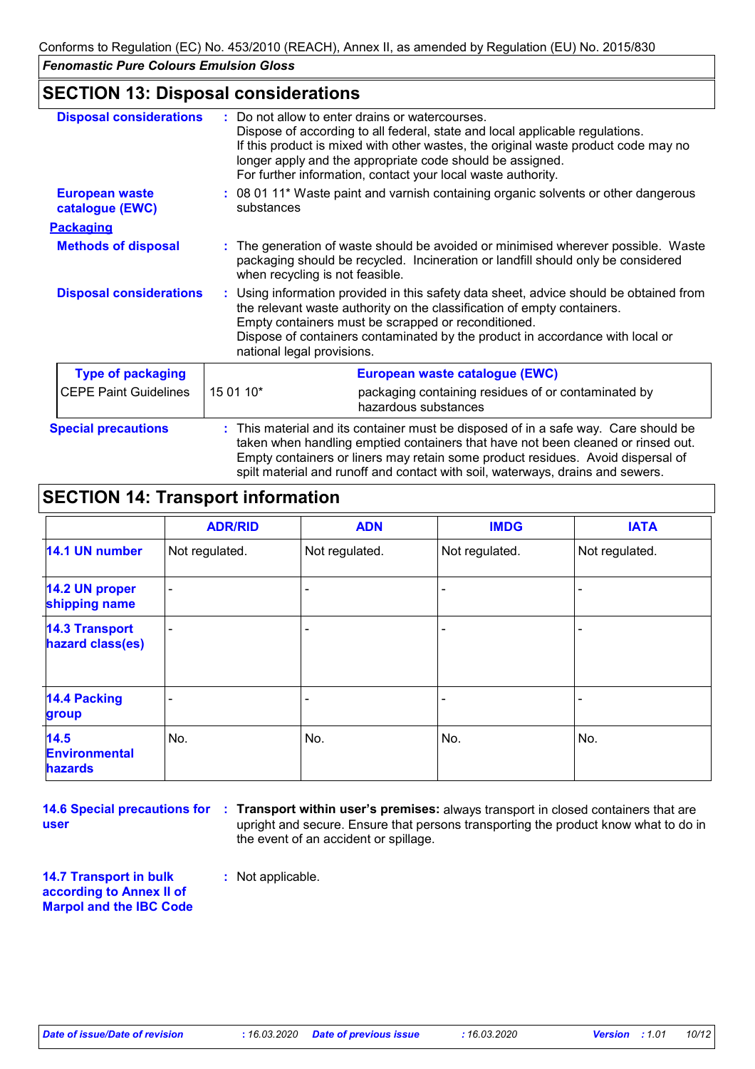## SECTION 13: Disposal considerations

**Disposal considerations** : Do not allow to enter drains or watercourses.
Dispose of according to all federal, state and local applicable regulations.
If this product is mixed with other wastes, the original waste product code may no longer apply and the appropriate code should be assigned.
For further information, contact your local waste authority.

**European waste catalogue (EWC)** : 08 01 11* Waste paint and varnish containing organic solvents or other dangerous substances

**Packaging**

**Methods of disposal** : The generation of waste should be avoided or minimised wherever possible. Waste packaging should be recycled. Incineration or landfill should only be considered when recycling is not feasible.

**Disposal considerations** : Using information provided in this safety data sheet, advice should be obtained from the relevant waste authority on the classification of empty containers.
Empty containers must be scrapped or reconditioned.
Dispose of containers contaminated by the product in accordance with local or national legal provisions.

| Type of packaging | European waste catalogue (EWC) | |
|---|---|---|
| CEPE Paint Guidelines | 15 01 10* | packaging containing residues of or contaminated by hazardous substances |

**Special precautions** : This material and its container must be disposed of in a safe way. Care should be taken when handling emptied containers that have not been cleaned or rinsed out. Empty containers or liners may retain some product residues. Avoid dispersal of spilt material and runoff and contact with soil, waterways, drains and sewers.

## SECTION 14: Transport information

| | ADR/RID | ADN | IMDG | IATA |
|---|---|---|---|---|
| **14.1 UN number** | Not regulated. | Not regulated. | Not regulated. | Not regulated. |
| **14.2 UN proper shipping name** | - | - | - | - |
| **14.3 Transport hazard class(es)** | - | - | - | - |
| **14.4 Packing group** | - | - | - | - |
| **14.5 Environmental hazards** | No. | No. | No. | No. |

**14.6 Special precautions for user** : **Transport within user's premises:** always transport in closed containers that are upright and secure. Ensure that persons transporting the product know what to do in the event of an accident or spillage.

**14.7 Transport in bulk according to Annex II of Marpol and the IBC Code** : Not applicable.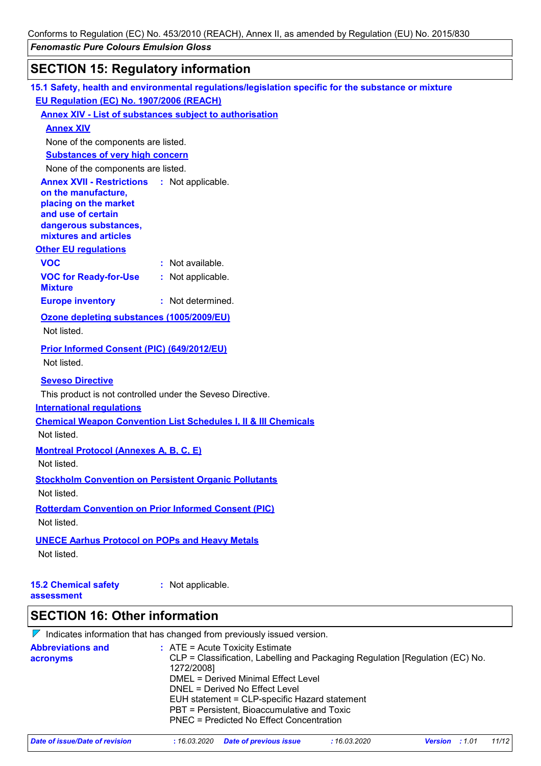## SECTION 15: Regulatory information

### 15.1 Safety, health and environmental regulations/legislation specific for the substance or mixture

**EU Regulation (EC) No. 1907/2006 (REACH)**

**Annex XIV - List of substances subject to authorisation**

**Annex XIV**

None of the components are listed.

**Substances of very high concern**

None of the components are listed.

**Annex XVII - Restrictions on the manufacture, placing on the market and use of certain dangerous substances, mixtures and articles** : Not applicable.

**Other EU regulations**

**VOC** : Not available.

**VOC for Ready-for-Use Mixture** : Not applicable.

**Europe inventory** : Not determined.

**Ozone depleting substances (1005/2009/EU)**

Not listed.

**Prior Informed Consent (PIC) (649/2012/EU)**

Not listed.

**Seveso Directive**

This product is not controlled under the Seveso Directive.

**International regulations**

**Chemical Weapon Convention List Schedules I, II & III Chemicals**

Not listed.

**Montreal Protocol (Annexes A, B, C, E)**

Not listed.

**Stockholm Convention on Persistent Organic Pollutants**

Not listed.

**Rotterdam Convention on Prior Informed Consent (PIC)**

Not listed.

**UNECE Aarhus Protocol on POPs and Heavy Metals**

Not listed.

**15.2 Chemical safety assessment** : Not applicable.

## SECTION 16: Other information

Indicates information that has changed from previously issued version.

**Abbreviations and acronyms** : ATE = Acute Toxicity Estimate
CLP = Classification, Labelling and Packaging Regulation [Regulation (EC) No. 1272/2008]
DMEL = Derived Minimal Effect Level
DNEL = Derived No Effect Level
EUH statement = CLP-specific Hazard statement
PBT = Persistent, Bioaccumulative and Toxic
PNEC = Predicted No Effect Concentration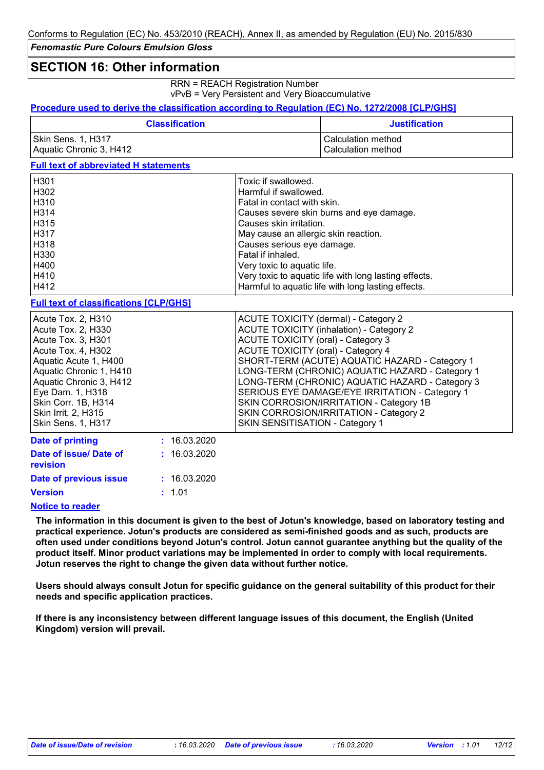## SECTION 16: Other information

RRN = REACH Registration Number
vPvB = Very Persistent and Very Bioaccumulative

**Procedure used to derive the classification according to Regulation (EC) No. 1272/2008 [CLP/GHS]**

| Classification | Justification |
|---|---|
| Skin Sens. 1, H317<br>Aquatic Chronic 3, H412 | Calculation method<br>Calculation method |

**Full text of abbreviated H statements**

| | |
|---|---|
| H301 | Toxic if swallowed. |
| H302 | Harmful if swallowed. |
| H310 | Fatal in contact with skin. |
| H314 | Causes severe skin burns and eye damage. |
| H315 | Causes skin irritation. |
| H317 | May cause an allergic skin reaction. |
| H318 | Causes serious eye damage. |
| H330 | Fatal if inhaled. |
| H400 | Very toxic to aquatic life. |
| H410 | Very toxic to aquatic life with long lasting effects. |
| H412 | Harmful to aquatic life with long lasting effects. |

**Full text of classifications [CLP/GHS]**

| | |
|---|---|
| Acute Tox. 2, H310 | ACUTE TOXICITY (dermal) - Category 2 |
| Acute Tox. 2, H330 | ACUTE TOXICITY (inhalation) - Category 2 |
| Acute Tox. 3, H301 | ACUTE TOXICITY (oral) - Category 3 |
| Acute Tox. 4, H302 | ACUTE TOXICITY (oral) - Category 4 |
| Aquatic Acute 1, H400 | SHORT-TERM (ACUTE) AQUATIC HAZARD - Category 1 |
| Aquatic Chronic 1, H410 | LONG-TERM (CHRONIC) AQUATIC HAZARD - Category 1 |
| Aquatic Chronic 3, H412 | LONG-TERM (CHRONIC) AQUATIC HAZARD - Category 3 |
| Eye Dam. 1, H318 | SERIOUS EYE DAMAGE/EYE IRRITATION - Category 1 |
| Skin Corr. 1B, H314 | SKIN CORROSION/IRRITATION - Category 1B |
| Skin Irrit. 2, H315 | SKIN CORROSION/IRRITATION - Category 2 |
| Skin Sens. 1, H317 | SKIN SENSITISATION - Category 1 |

**Date of printing** : 16.03.2020

**Date of issue/ Date of revision** : 16.03.2020

**Date of previous issue** : 16.03.2020

**Version** : 1.01

**Notice to reader**

**The information in this document is given to the best of Jotun's knowledge, based on laboratory testing and practical experience. Jotun's products are considered as semi-finished goods and as such, products are often used under conditions beyond Jotun's control. Jotun cannot guarantee anything but the quality of the product itself. Minor product variations may be implemented in order to comply with local requirements. Jotun reserves the right to change the given data without further notice.**

**Users should always consult Jotun for specific guidance on the general suitability of this product for their needs and specific application practices.**

**If there is any inconsistency between different language issues of this document, the English (United Kingdom) version will prevail.**